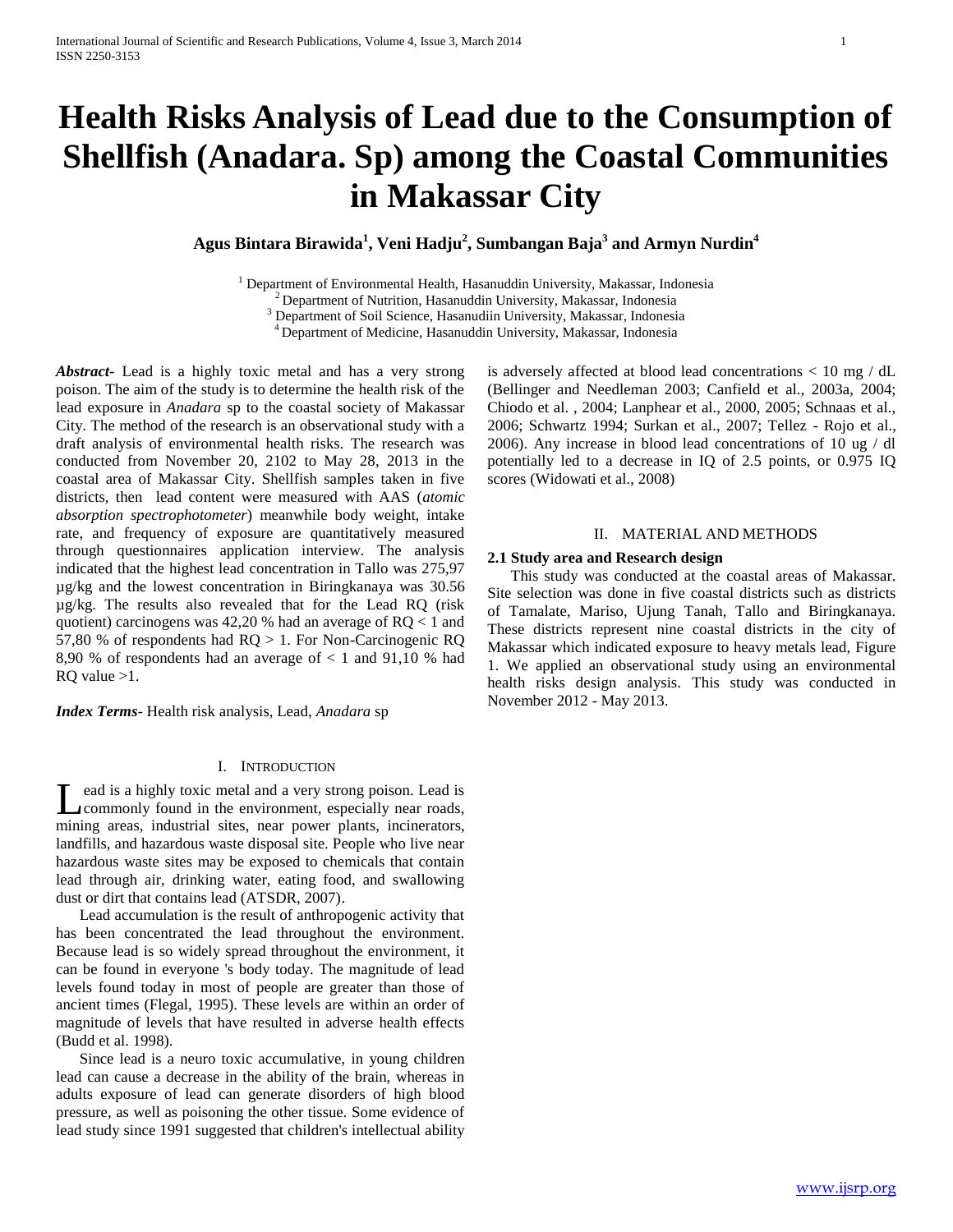# Health Risks Analysis of Lead due to the Consumption of Shellfish (Anadara. Sp) among the Coastal Communities in Makassar City

**Agus Bintara Birawida[1], Veni Hadju[2], Sumbangan Baja[3] and Armyn Nurdin[4]**

[1] Department of Environmental Health, Hasanuddin University, Makassar, Indonesia
[2] Department of Nutrition, Hasanuddin University, Makassar, Indonesia
[3] Department of Soil Science, Hasanudiin University, Makassar, Indonesia
[4] Department of Medicine, Hasanuddin University, Makassar, Indonesia

***Abstract*-** Lead is a highly toxic metal and has a very strong poison. The aim of the study is to determine the health risk of the lead exposure in *Anadara* sp to the coastal society of Makassar City. The method of the research is an observational study with a draft analysis of environmental health risks. The research was conducted from November 20, 2102 to May 28, 2013 in the coastal area of Makassar City. Shellfish samples taken in five districts, then lead content were measured with AAS (*atomic absorption spectrophotometer*) meanwhile body weight, intake rate, and frequency of exposure are quantitatively measured through questionnaires application interview. The analysis indicated that the highest lead concentration in Tallo was 275,97 µg/kg and the lowest concentration in Biringkanaya was 30.56 µg/kg. The results also revealed that for the Lead RQ (risk quotient) carcinogens was 42,20 % had an average of RQ < 1 and 57,80 % of respondents had RQ > 1. For Non-Carcinogenic RQ 8,90 % of respondents had an average of < 1 and 91,10 % had RQ value >1.

***Index Terms*-** Health risk analysis, Lead, *Anadara* sp

## I. Introduction

Lead is a highly toxic metal and a very strong poison. Lead is commonly found in the environment, especially near roads, mining areas, industrial sites, near power plants, incinerators, landfills, and hazardous waste disposal site. People who live near hazardous waste sites may be exposed to chemicals that contain lead through air, drinking water, eating food, and swallowing dust or dirt that contains lead (ATSDR, 2007).

Lead accumulation is the result of anthropogenic activity that has been concentrated the lead throughout the environment. Because lead is so widely spread throughout the environment, it can be found in everyone 's body today. The magnitude of lead levels found today in most of people are greater than those of ancient times (Flegal, 1995). These levels are within an order of magnitude of levels that have resulted in adverse health effects (Budd et al. 1998).

Since lead is a neuro toxic accumulative, in young children lead can cause a decrease in the ability of the brain, whereas in adults exposure of lead can generate disorders of high blood pressure, as well as poisoning the other tissue. Some evidence of lead study since 1991 suggested that children's intellectual ability is adversely affected at blood lead concentrations < 10 mg / dL (Bellinger and Needleman 2003; Canfield et al., 2003a, 2004; Chiodo et al. , 2004; Lanphear et al., 2000, 2005; Schnaas et al., 2006; Schwartz 1994; Surkan et al., 2007; Tellez - Rojo et al., 2006). Any increase in blood lead concentrations of 10 ug / dl potentially led to a decrease in IQ of 2.5 points, or 0.975 IQ scores (Widowati et al., 2008)

## II. Material and Methods

### 2.1 Study area and Research design

This study was conducted at the coastal areas of Makassar. Site selection was done in five coastal districts such as districts of Tamalate, Mariso, Ujung Tanah, Tallo and Biringkanaya. These districts represent nine coastal districts in the city of Makassar which indicated exposure to heavy metals lead, Figure 1. We applied an observational study using an environmental health risks design analysis. This study was conducted in November 2012 - May 2013.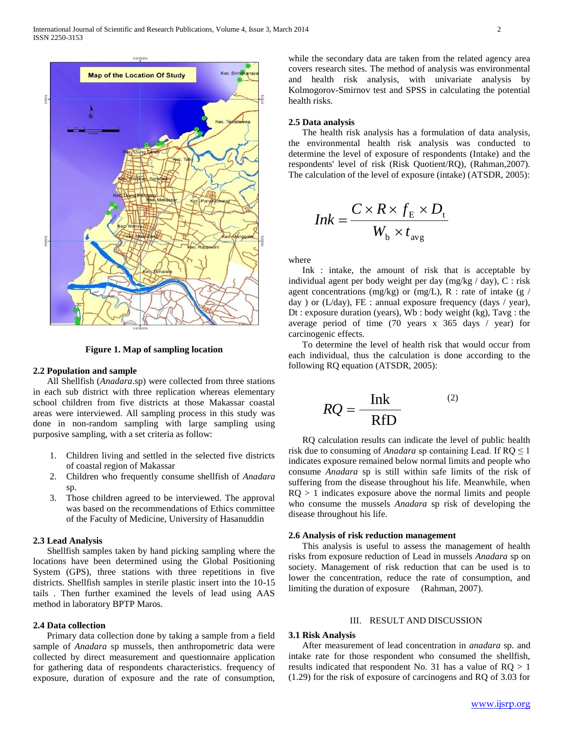Figure 1. Map of sampling location

### 2.2 Population and sample

All Shellfish (*Anadara*.sp) were collected from three stations in each sub district with three replication whereas elementary school children from five districts at those Makassar coastal areas were interviewed. All sampling process in this study was done in non-random sampling with large sampling using purposive sampling, with a set criteria as follow:

1. Children living and settled in the selected five districts of coastal region of Makassar
2. Children who frequently consume shellfish of *Anadara* sp.
3. Those children agreed to be interviewed. The approval was based on the recommendations of Ethics committee of the Faculty of Medicine, University of Hasanuddin

### 2.3 Lead Analysis

Shellfish samples taken by hand picking sampling where the locations have been determined using the Global Positioning System (GPS), three stations with three repetitions in five districts. Shellfish samples in sterile plastic insert into the 10-15 tails . Then further examined the levels of lead using AAS method in laboratory BPTP Maros.

### 2.4 Data collection

Primary data collection done by taking a sample from a field sample of *Anadara* sp mussels, then anthropometric data were collected by direct measurement and questionnaire application for gathering data of respondents characteristics. frequency of exposure, duration of exposure and the rate of consumption, while the secondary data are taken from the related agency area covers research sites. The method of analysis was environmental and health risk analysis, with univariate analysis by Kolmogorov-Smirnov test and SPSS in calculating the potential health risks.

### 2.5 Data analysis

The health risk analysis has a formulation of data analysis, the environmental health risk analysis was conducted to determine the level of exposure of respondents (Intake) and the respondents' level of risk (Risk Quotient/RQ), (Rahman,2007). The calculation of the level of exposure (intake) (ATSDR, 2005):

$$Ink = \frac{C \times R \times f_{\mathrm{E}} \times D_{\mathrm{t}}}{W_{\mathrm{b}} \times t_{\mathrm{avg}}}$$

where

Ink : intake, the amount of risk that is acceptable by individual agent per body weight per day (mg/kg / day), C : risk agent concentrations (mg/kg) or (mg/L), R : rate of intake (g / day ) or (L/day), FE : annual exposure frequency (days / year), Dt : exposure duration (years), Wb : body weight (kg), Tavg : the average period of time (70 years x 365 days / year) for carcinogenic effects.

To determine the level of health risk that would occur from each individual, thus the calculation is done according to the following RQ equation (ATSDR, 2005):

$$RQ = \frac{\mathrm{Ink}}{\mathrm{RfD}} \quad (2)$$

RQ calculation results can indicate the level of public health risk due to consuming of *Anadara* sp containing Lead. If $RQ \leq 1$ indicates exposure remained below normal limits and people who consume *Anadara* sp is still within safe limits of the risk of suffering from the disease throughout his life. Meanwhile, when $RQ > 1$ indicates exposure above the normal limits and people who consume the mussels *Anadara* sp risk of developing the disease throughout his life.

### 2.6 Analysis of risk reduction management

This analysis is useful to assess the management of health risks from exposure reduction of Lead in mussels *Anadara* sp on society. Management of risk reduction that can be used is to lower the concentration, reduce the rate of consumption, and limiting the duration of exposure (Rahman, 2007).

## III. RESULT AND DISCUSSION

### 3.1 Risk Analysis

After measurement of lead concentration in *anadara* sp. and intake rate for those respondent who consumed the shellfish, results indicated that respondent No. 31 has a value of $RQ > 1$ (1.29) for the risk of exposure of carcinogens and RQ of 3.03 for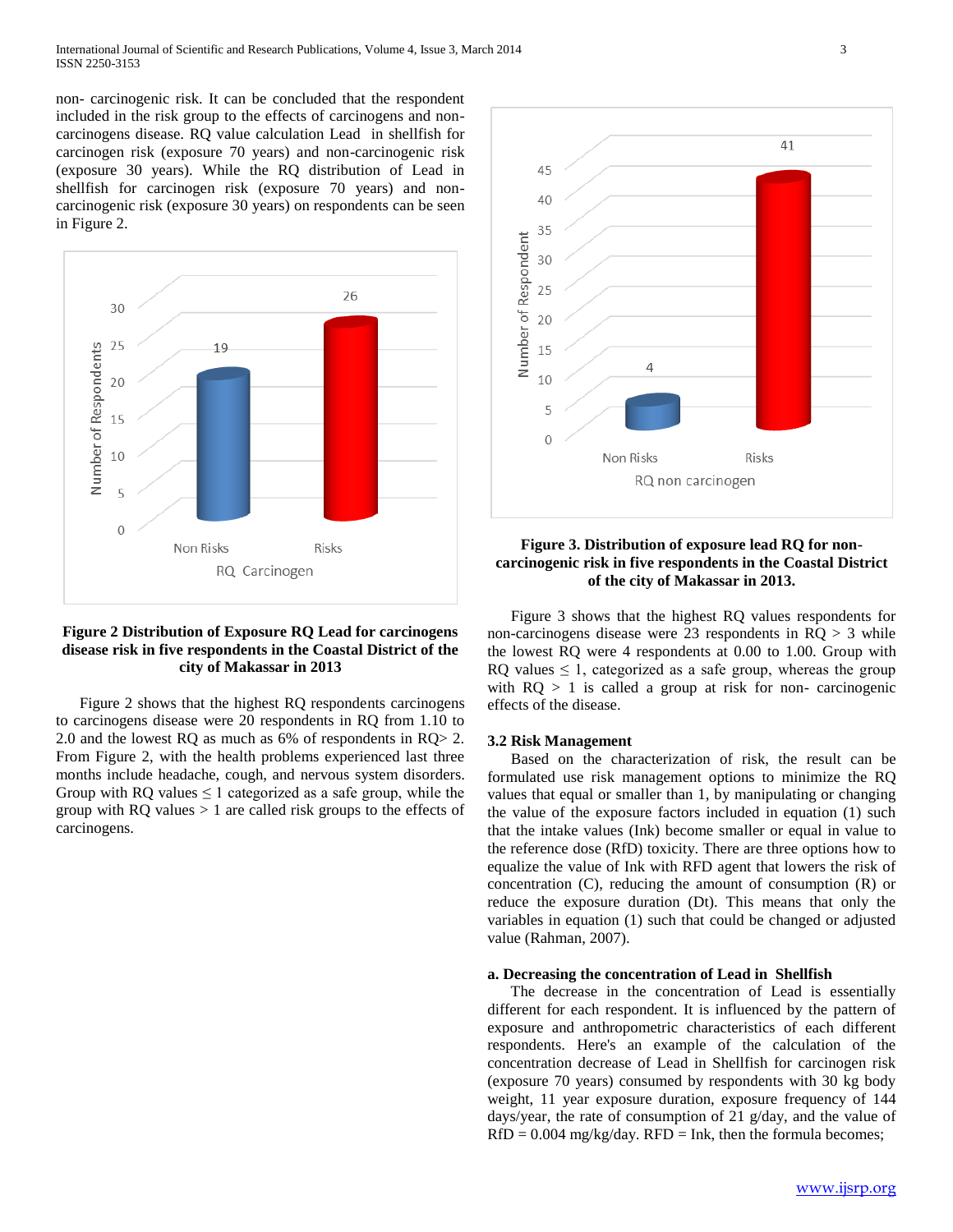non- carcinogenic risk. It can be concluded that the respondent included in the risk group to the effects of carcinogens and non-carcinogens disease. RQ value calculation Lead in shellfish for carcinogen risk (exposure 70 years) and non-carcinogenic risk (exposure 30 years). While the RQ distribution of Lead in shellfish for carcinogen risk (exposure 70 years) and non-carcinogenic risk (exposure 30 years) on respondents can be seen in Figure 2.

**Figure 2 Distribution of Exposure RQ Lead for carcinogens disease risk in five respondents in the Coastal District of the city of Makassar in 2013**

Figure 2 shows that the highest RQ respondents carcinogens to carcinogens disease were 20 respondents in RQ from 1.10 to 2.0 and the lowest RQ as much as 6% of respondents in RQ> 2. From Figure 2, with the health problems experienced last three months include headache, cough, and nervous system disorders. Group with RQ values ≤ 1 categorized as a safe group, while the group with RQ values > 1 are called risk groups to the effects of carcinogens.

**Figure 3. Distribution of exposure lead RQ for non-carcinogenic risk in five respondents in the Coastal District of the city of Makassar in 2013.**

Figure 3 shows that the highest RQ values respondents for non-carcinogens disease were 23 respondents in RQ > 3 while the lowest RQ were 4 respondents at 0.00 to 1.00. Group with RQ values ≤ 1, categorized as a safe group, whereas the group with RQ > 1 is called a group at risk for non- carcinogenic effects of the disease.

### 3.2 Risk Management

Based on the characterization of risk, the result can be formulated use risk management options to minimize the RQ values that equal or smaller than 1, by manipulating or changing the value of the exposure factors included in equation (1) such that the intake values (Ink) become smaller or equal in value to the reference dose (RfD) toxicity. There are three options how to equalize the value of Ink with RFD agent that lowers the risk of concentration (C), reducing the amount of consumption (R) or reduce the exposure duration (Dt). This means that only the variables in equation (1) such that could be changed or adjusted value (Rahman, 2007).

#### a. Decreasing the concentration of Lead in Shellfish

The decrease in the concentration of Lead is essentially different for each respondent. It is influenced by the pattern of exposure and anthropometric characteristics of each different respondents. Here's an example of the calculation of the concentration decrease of Lead in Shellfish for carcinogen risk (exposure 70 years) consumed by respondents with 30 kg body weight, 11 year exposure duration, exposure frequency of 144 days/year, the rate of consumption of 21 g/day, and the value of RfD = 0.004 mg/kg/day. RFD = Ink, then the formula becomes;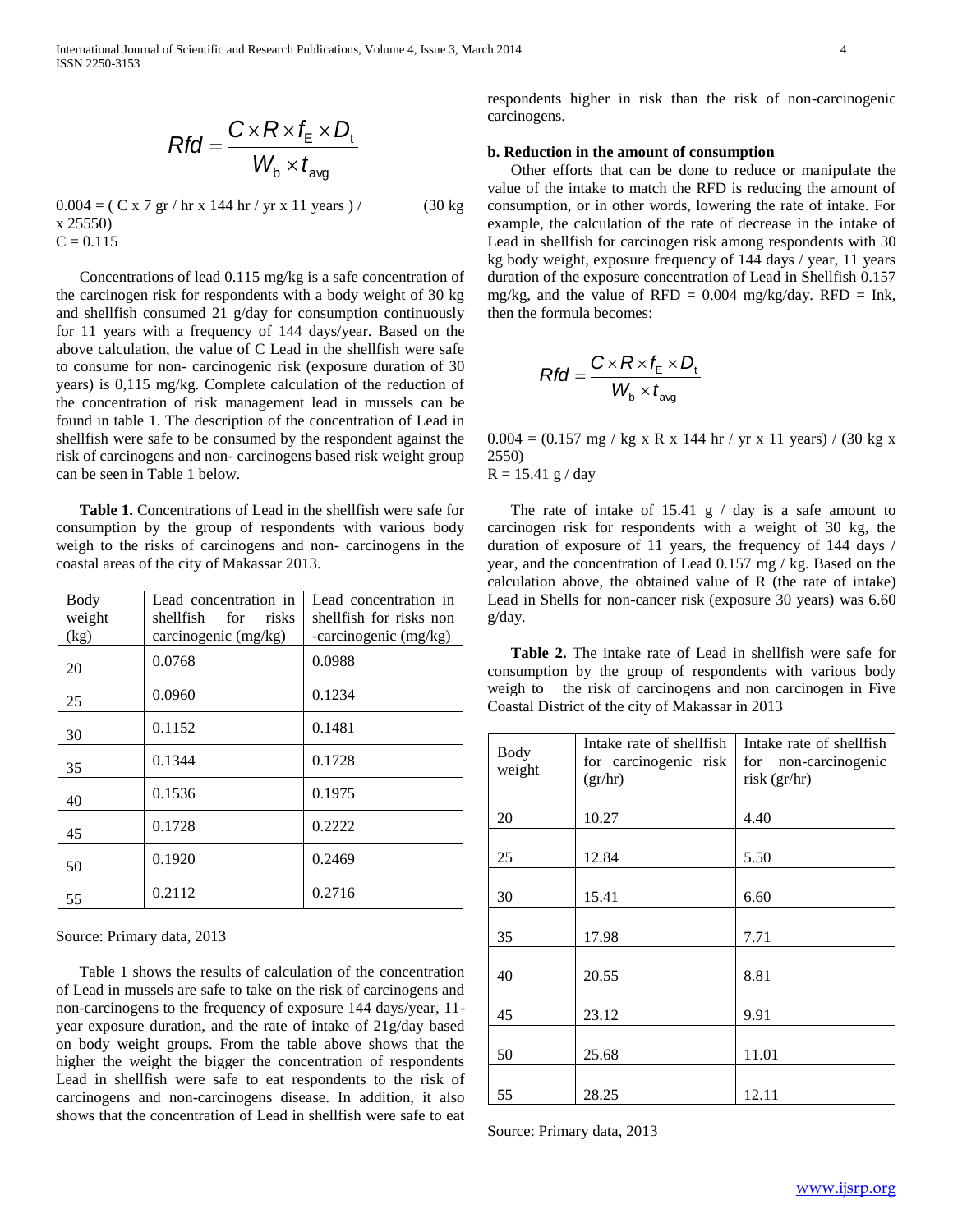$$Rfd = \frac{C \times R \times f_E \times D_t}{W_b \times t_{avg}}$$

0.004 = ( C x 7 gr / hr x 144 hr / yr x 11 years ) / (30 kg x 25550)
C = 0.115

Concentrations of lead 0.115 mg/kg is a safe concentration of the carcinogen risk for respondents with a body weight of 30 kg and shellfish consumed 21 g/day for consumption continuously for 11 years with a frequency of 144 days/year. Based on the above calculation, the value of C Lead in the shellfish were safe to consume for non- carcinogenic risk (exposure duration of 30 years) is 0,115 mg/kg. Complete calculation of the reduction of the concentration of risk management lead in mussels can be found in table 1. The description of the concentration of Lead in shellfish were safe to be consumed by the respondent against the risk of carcinogens and non- carcinogens based risk weight group can be seen in Table 1 below.

**Table 1.** Concentrations of Lead in the shellfish were safe for consumption by the group of respondents with various body weigh to the risks of carcinogens and non- carcinogens in the coastal areas of the city of Makassar 2013.

| Body weight (kg) | Lead concentration in shellfish for risks carcinogenic (mg/kg) | Lead concentration in shellfish for risks non -carcinogenic (mg/kg) |
|---|---|---|
| 20 | 0.0768 | 0.0988 |
| 25 | 0.0960 | 0.1234 |
| 30 | 0.1152 | 0.1481 |
| 35 | 0.1344 | 0.1728 |
| 40 | 0.1536 | 0.1975 |
| 45 | 0.1728 | 0.2222 |
| 50 | 0.1920 | 0.2469 |
| 55 | 0.2112 | 0.2716 |

Source: Primary data, 2013

Table 1 shows the results of calculation of the concentration of Lead in mussels are safe to take on the risk of carcinogens and non-carcinogens to the frequency of exposure 144 days/year, 11-year exposure duration, and the rate of intake of 21g/day based on body weight groups. From the table above shows that the higher the weight the bigger the concentration of respondents Lead in shellfish were safe to eat respondents to the risk of carcinogens and non-carcinogens disease. In addition, it also shows that the concentration of Lead in shellfish were safe to eat respondents higher in risk than the risk of non-carcinogenic carcinogens.

**b. Reduction in the amount of consumption**

Other efforts that can be done to reduce or manipulate the value of the intake to match the RFD is reducing the amount of consumption, or in other words, lowering the rate of intake. For example, the calculation of the rate of decrease in the intake of Lead in shellfish for carcinogen risk among respondents with 30 kg body weight, exposure frequency of 144 days / year, 11 years duration of the exposure concentration of Lead in Shellfish 0.157 mg/kg, and the value of RFD = 0.004 mg/kg/day. RFD = Ink, then the formula becomes:

$$Rfd = \frac{C \times R \times f_E \times D_t}{W_b \times t_{avg}}$$

0.004 = (0.157 mg / kg x R x 144 hr / yr x 11 years) / (30 kg x 2550)
R = 15.41 g / day

The rate of intake of 15.41 g / day is a safe amount to carcinogen risk for respondents with a weight of 30 kg, the duration of exposure of 11 years, the frequency of 144 days / year, and the concentration of Lead 0.157 mg / kg. Based on the calculation above, the obtained value of R (the rate of intake) Lead in Shells for non-cancer risk (exposure 30 years) was 6.60 g/day.

**Table 2.** The intake rate of Lead in shellfish were safe for consumption by the group of respondents with various body weigh to the risk of carcinogens and non carcinogen in Five Coastal District of the city of Makassar in 2013

| Body weight | Intake rate of shellfish for carcinogenic risk (gr/hr) | Intake rate of shellfish for non-carcinogenic risk (gr/hr) |
|---|---|---|
| 20 | 10.27 | 4.40 |
| 25 | 12.84 | 5.50 |
| 30 | 15.41 | 6.60 |
| 35 | 17.98 | 7.71 |
| 40 | 20.55 | 8.81 |
| 45 | 23.12 | 9.91 |
| 50 | 25.68 | 11.01 |
| 55 | 28.25 | 12.11 |

Source: Primary data, 2013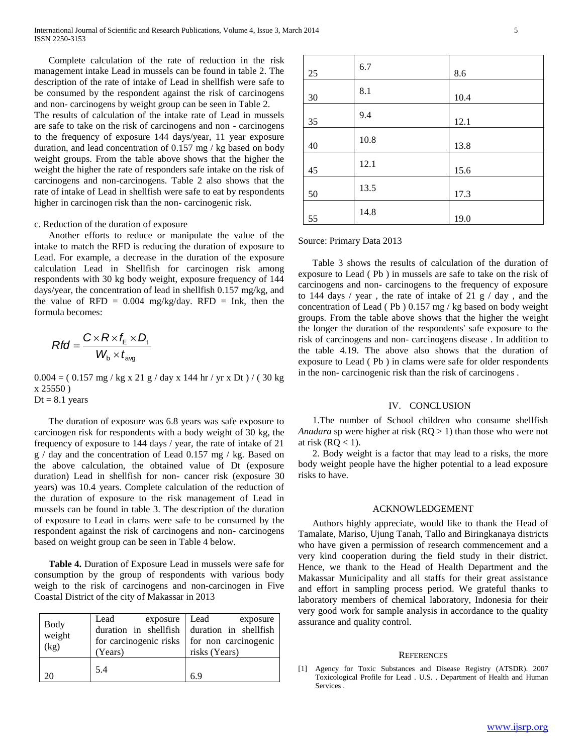Complete calculation of the rate of reduction in the risk management intake Lead in mussels can be found in table 2. The description of the rate of intake of Lead in shellfish were safe to be consumed by the respondent against the risk of carcinogens and non- carcinogens by weight group can be seen in Table 2.

The results of calculation of the intake rate of Lead in mussels are safe to take on the risk of carcinogens and non - carcinogens to the frequency of exposure 144 days/year, 11 year exposure duration, and lead concentration of 0.157 mg / kg based on body weight groups. From the table above shows that the higher the weight the higher the rate of responders safe intake on the risk of carcinogens and non-carcinogens. Table 2 also shows that the rate of intake of Lead in shellfish were safe to eat by respondents higher in carcinogen risk than the non- carcinogenic risk.

c. Reduction of the duration of exposure

Another efforts to reduce or manipulate the value of the intake to match the RFD is reducing the duration of exposure to Lead. For example, a decrease in the duration of the exposure calculation Lead in Shellfish for carcinogen risk among respondents with 30 kg body weight, exposure frequency of 144 days/year, the concentration of lead in shellfish 0.157 mg/kg, and the value of RFD = 0.004 mg/kg/day. RFD = Ink, then the formula becomes:

$$Rfd = \frac{C \times R \times f_E \times D_t}{W_b \times t_{avg}}$$

0.004 = ( 0.157 mg / kg x 21 g / day x 144 hr / yr x Dt ) / ( 30 kg x 25550 )
Dt = 8.1 years

The duration of exposure was 6.8 years was safe exposure to carcinogen risk for respondents with a body weight of 30 kg, the frequency of exposure to 144 days / year, the rate of intake of 21 g / day and the concentration of Lead 0.157 mg / kg. Based on the above calculation, the obtained value of Dt (exposure duration) Lead in shellfish for non- cancer risk (exposure 30 years) was 10.4 years. Complete calculation of the reduction of the duration of exposure to the risk management of Lead in mussels can be found in table 3. The description of the duration of exposure to Lead in clams were safe to be consumed by the respondent against the risk of carcinogens and non- carcinogens based on weight group can be seen in Table 4 below.

**Table 4.** Duration of Exposure Lead in mussels were safe for consumption by the group of respondents with various body weigh to the risk of carcinogens and non-carcinogen in Five Coastal District of the city of Makassar in 2013

| Body weight (kg) | Lead exposure duration in shellfish for carcinogenic risks (Years) | Lead exposure duration in shellfish for non carcinogenic risks (Years) |
|---|---|---|
| 20 | 5.4 | 6.9 |
| 25 | 6.7 | 8.6 |
| 30 | 8.1 | 10.4 |
| 35 | 9.4 | 12.1 |
| 40 | 10.8 | 13.8 |
| 45 | 12.1 | 15.6 |
| 50 | 13.5 | 17.3 |
| 55 | 14.8 | 19.0 |

Source: Primary Data 2013

Table 3 shows the results of calculation of the duration of exposure to Lead ( Pb ) in mussels are safe to take on the risk of carcinogens and non- carcinogens to the frequency of exposure to 144 days / year , the rate of intake of 21 g / day , and the concentration of Lead ( Pb ) 0.157 mg / kg based on body weight groups. From the table above shows that the higher the weight the longer the duration of the respondents' safe exposure to the risk of carcinogens and non- carcinogens disease . In addition to the table 4.19. The above also shows that the duration of exposure to Lead ( Pb ) in clams were safe for older respondents in the non- carcinogenic risk than the risk of carcinogens .

## IV. CONCLUSION

1.The number of School children who consume shellfish *Anadara* sp were higher at risk (RQ > 1) than those who were not at risk (RQ < 1).

2. Body weight is a factor that may lead to a risks, the more body weight people have the higher potential to a lead exposure risks to have.

## ACKNOWLEDGEMENT

Authors highly appreciate, would like to thank the Head of Tamalate, Mariso, Ujung Tanah, Tallo and Biringkanaya districts who have given a permission of research commencement and a very kind cooperation during the field study in their district. Hence, we thank to the Head of Health Department and the Makassar Municipality and all staffs for their great assistance and effort in sampling process period. We grateful thanks to laboratory members of chemical laboratory, Indonesia for their very good work for sample analysis in accordance to the quality assurance and quality control.

## REFERENCES

[1] Agency for Toxic Substances and Disease Registry (ATSDR). 2007 Toxicological Profile for Lead . U.S. . Department of Health and Human Services .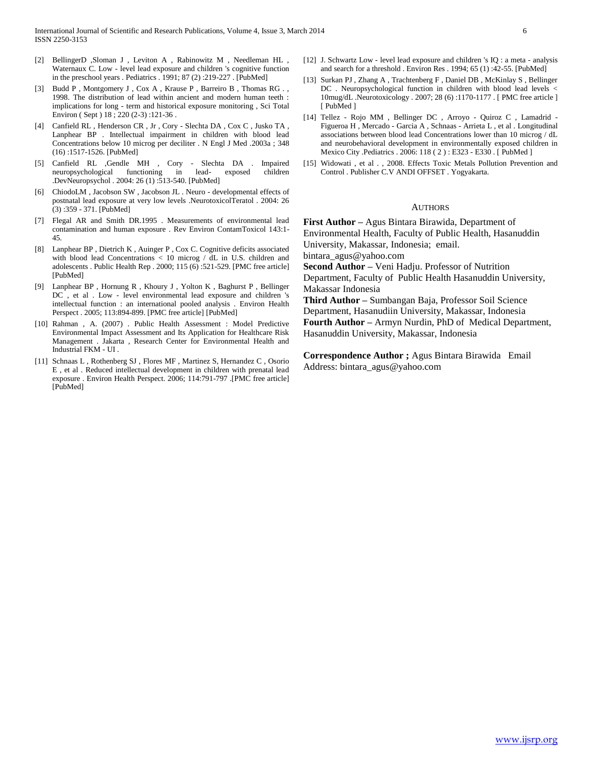[2] BellingerD ,Sloman J , Leviton A , Rabinowitz M , Needleman HL , Waternaux C. Low - level lead exposure and children 's cognitive function in the preschool years . Pediatrics . 1991; 87 (2) :219-227 . [PubMed]

[3] Budd P , Montgomery J , Cox A , Krause P , Barreiro B , Thomas RG . , 1998. The distribution of lead within ancient and modern human teeth : implications for long - term and historical exposure monitoring , Sci Total Environ ( Sept ) 18 ; 220 (2-3) :121-36 .

[4] Canfield RL , Henderson CR , Jr , Cory - Slechta DA , Cox C , Jusko TA , Lanphear BP . Intellectual impairment in children with blood lead Concentrations below 10 microg per deciliter . N Engl J Med .2003a ; 348 (16) :1517-1526. [PubMed]

[5] Canfield RL ,Gendle MH , Cory - Slechta DA . Impaired neuropsychological functioning in lead- exposed children .DevNeuropsychol . 2004: 26 (1) :513-540. [PubMed]

[6] ChiodoLM , Jacobson SW , Jacobson JL . Neuro - developmental effects of postnatal lead exposure at very low levels .NeurotoxicolTeratol . 2004: 26 (3) :359 - 371. [PubMed]

[7] Flegal AR and Smith DR.1995 . Measurements of environmental lead contamination and human exposure . Rev Environ ContamToxicol 143:1-45.

[8] Lanphear BP , Dietrich K , Auinger P , Cox C. Cognitive deficits associated with blood lead Concentrations < 10 microg / dL in U.S. children and adolescents . Public Health Rep . 2000; 115 (6) :521-529. [PMC free article] [PubMed]

[9] Lanphear BP , Hornung R , Khoury J , Yolton K , Baghurst P , Bellinger DC , et al . Low - level environmental lead exposure and children 's intellectual function : an international pooled analysis . Environ Health Perspect . 2005; 113:894-899. [PMC free article] [PubMed]

[10] Rahman , A. (2007) . Public Health Assessment : Model Predictive Environmental Impact Assessment and Its Application for Healthcare Risk Management . Jakarta , Research Center for Environmental Health and Industrial FKM - UI .

[11] Schnaas L , Rothenberg SJ , Flores MF , Martinez S, Hernandez C , Osorio E , et al . Reduced intellectual development in children with prenatal lead exposure . Environ Health Perspect. 2006; 114:791-797 .[PMC free article] [PubMed]

[12] J. Schwartz Low - level lead exposure and children 's IQ : a meta - analysis and search for a threshold . Environ Res . 1994; 65 (1) :42-55. [PubMed]

[13] Surkan PJ , Zhang A , Trachtenberg F , Daniel DB , McKinlay S , Bellinger DC . Neuropsychological function in children with blood lead levels < 10mug/dL .Neurotoxicology . 2007; 28 (6) :1170-1177 . [ PMC free article ] [ PubMed ]

[14] Tellez - Rojo MM , Bellinger DC , Arroyo - Quiroz C , Lamadrid - Figueroa H , Mercado - Garcia A , Schnaas - Arrieta L , et al . Longitudinal associations between blood lead Concentrations lower than 10 microg / dL and neurobehavioral development in environmentally exposed children in Mexico City .Pediatrics . 2006: 118 ( 2 ) : E323 - E330 . [ PubMed ]

[15] Widowati , et al . , 2008. Effects Toxic Metals Pollution Prevention and Control . Publisher C.V ANDI OFFSET . Yogyakarta.

## Authors

**First Author** – Agus Bintara Birawida, Department of Environmental Health, Faculty of Public Health, Hasanuddin University, Makassar, Indonesia; email. bintara_agus@yahoo.com

**Second Author** – Veni Hadju. Professor of Nutrition Department, Faculty of Public Health Hasanuddin University, Makassar Indonesia

**Third Author** – Sumbangan Baja, Professor Soil Science Department, Hasanudiin University, Makassar, Indonesia

**Fourth Author** – Armyn Nurdin, PhD of Medical Department, Hasanuddin University, Makassar, Indonesia

**Correspondence Author ;** Agus Bintara Birawida Email Address: bintara_agus@yahoo.com